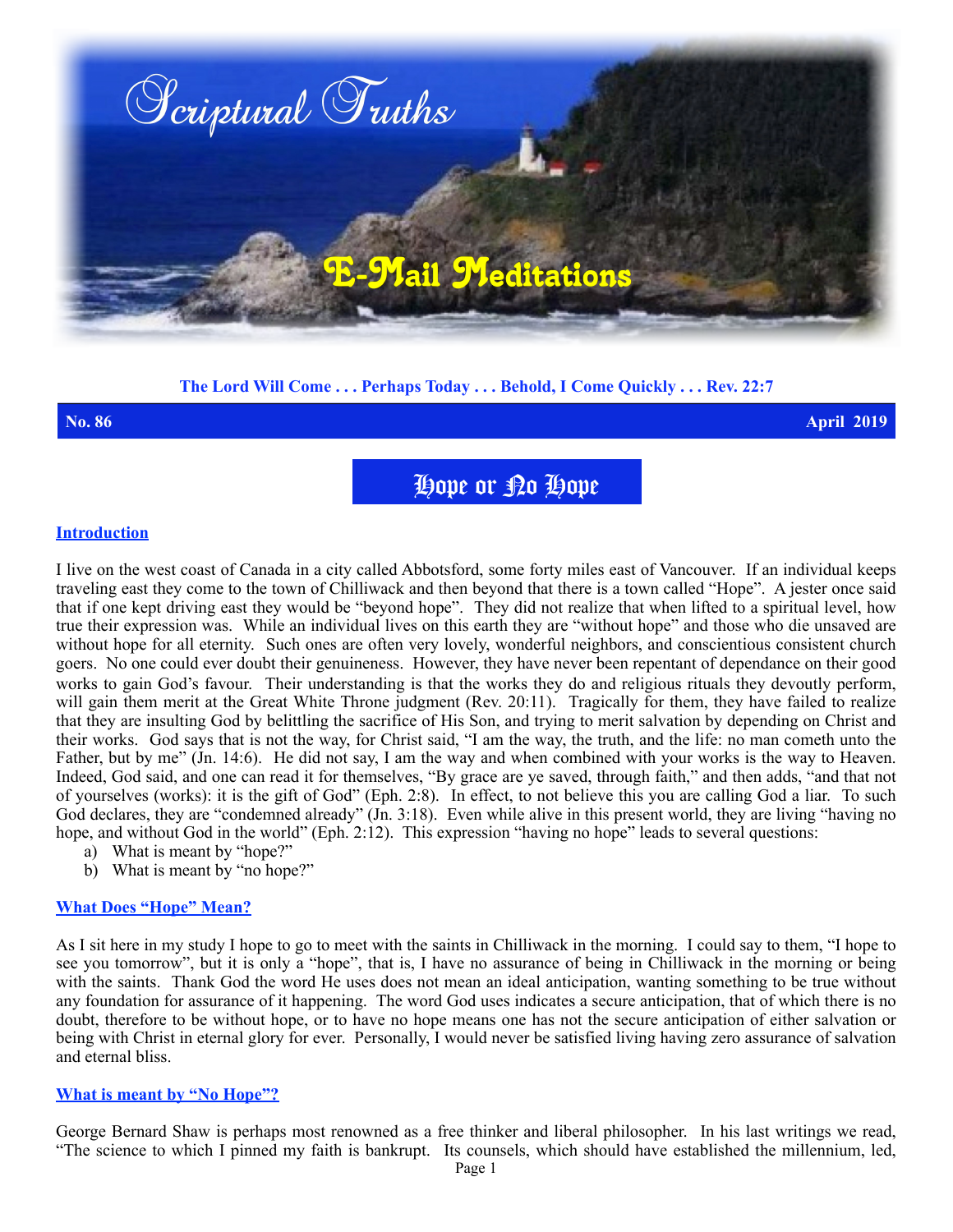# Scriptural Truths

## E-Mail Meditations

**The Lord Will Come . . . Perhaps Today . . . Behold, I Come Quickly . . . Rev. 22:7**

**No. 86** **April 2019**

## Hope or No Hope

### Introduction

I live on the west coast of Canada in a city called Abbotsford, some forty miles east of Vancouver. If an individual keeps traveling east they come to the town of Chilliwack and then beyond that there is a town called "Hope". A jester once said that if one kept driving east they would be "beyond hope". They did not realize that when lifted to a spiritual level, how true their expression was. While an individual lives on this earth they are "without hope" and those who die unsaved are without hope for all eternity. Such ones are often very lovely, wonderful neighbors, and conscientious consistent church goers. No one could ever doubt their genuineness. However, they have never been repentant of dependance on their good works to gain God's favour. Their understanding is that the works they do and religious rituals they devoutly perform, will gain them merit at the Great White Throne judgment (Rev. 20:11). Tragically for them, they have failed to realize that they are insulting God by belittling the sacrifice of His Son, and trying to merit salvation by depending on Christ and their works. God says that is not the way, for Christ said, "I am the way, the truth, and the life: no man cometh unto the Father, but by me" (Jn. 14:6). He did not say, I am the way and when combined with your works is the way to Heaven. Indeed, God said, and one can read it for themselves, "By grace are ye saved, through faith," and then adds, "and that not of yourselves (works): it is the gift of God" (Eph. 2:8). In effect, to not believe this you are calling God a liar. To such God declares, they are "condemned already" (Jn. 3:18). Even while alive in this present world, they are living "having no hope, and without God in the world" (Eph. 2:12). This expression "having no hope" leads to several questions:

a) What is meant by "hope?"
b) What is meant by "no hope?"

### What Does "Hope" Mean?

As I sit here in my study I hope to go to meet with the saints in Chilliwack in the morning. I could say to them, "I hope to see you tomorrow", but it is only a "hope", that is, I have no assurance of being in Chilliwack in the morning or being with the saints. Thank God the word He uses does not mean an ideal anticipation, wanting something to be true without any foundation for assurance of it happening. The word God uses indicates a secure anticipation, that of which there is no doubt, therefore to be without hope, or to have no hope means one has not the secure anticipation of either salvation or being with Christ in eternal glory for ever. Personally, I would never be satisfied living having zero assurance of salvation and eternal bliss.

### What is meant by "No Hope"?

George Bernard Shaw is perhaps most renowned as a free thinker and liberal philosopher. In his last writings we read, "The science to which I pinned my faith is bankrupt. Its counsels, which should have established the millennium, led,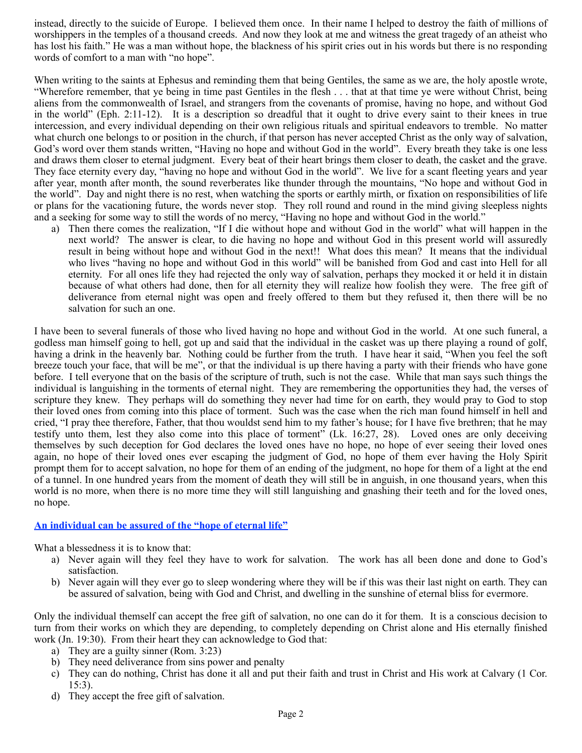instead, directly to the suicide of Europe. I believed them once. In their name I helped to destroy the faith of millions of worshippers in the temples of a thousand creeds. And now they look at me and witness the great tragedy of an atheist who has lost his faith." He was a man without hope, the blackness of his spirit cries out in his words but there is no responding words of comfort to a man with "no hope".

When writing to the saints at Ephesus and reminding them that being Gentiles, the same as we are, the holy apostle wrote, "Wherefore remember, that ye being in time past Gentiles in the flesh . . . that at that time ye were without Christ, being aliens from the commonwealth of Israel, and strangers from the covenants of promise, having no hope, and without God in the world" (Eph. 2:11-12). It is a description so dreadful that it ought to drive every saint to their knees in true intercession, and every individual depending on their own religious rituals and spiritual endeavors to tremble. No matter what church one belongs to or position in the church, if that person has never accepted Christ as the only way of salvation, God's word over them stands written, "Having no hope and without God in the world". Every breath they take is one less and draws them closer to eternal judgment. Every beat of their heart brings them closer to death, the casket and the grave. They face eternity every day, "having no hope and without God in the world". We live for a scant fleeting years and year after year, month after month, the sound reverberates like thunder through the mountains, "No hope and without God in the world". Day and night there is no rest, when watching the sports or earthly mirth, or fixation on responsibilities of life or plans for the vacationing future, the words never stop. They roll round and round in the mind giving sleepless nights and a seeking for some way to still the words of no mercy, "Having no hope and without God in the world."

a) Then there comes the realization, "If I die without hope and without God in the world" what will happen in the next world? The answer is clear, to die having no hope and without God in this present world will assuredly result in being without hope and without God in the next!! What does this mean? It means that the individual who lives "having no hope and without God in this world" will be banished from God and cast into Hell for all eternity. For all ones life they had rejected the only way of salvation, perhaps they mocked it or held it in distain because of what others had done, then for all eternity they will realize how foolish they were. The free gift of deliverance from eternal night was open and freely offered to them but they refused it, then there will be no salvation for such an one.

I have been to several funerals of those who lived having no hope and without God in the world. At one such funeral, a godless man himself going to hell, got up and said that the individual in the casket was up there playing a round of golf, having a drink in the heavenly bar. Nothing could be further from the truth. I have hear it said, "When you feel the soft breeze touch your face, that will be me", or that the individual is up there having a party with their friends who have gone before. I tell everyone that on the basis of the scripture of truth, such is not the case. While that man says such things the individual is languishing in the torments of eternal night. They are remembering the opportunities they had, the verses of scripture they knew. They perhaps will do something they never had time for on earth, they would pray to God to stop their loved ones from coming into this place of torment. Such was the case when the rich man found himself in hell and cried, "I pray thee therefore, Father, that thou wouldst send him to my father's house; for I have five brethren; that he may testify unto them, lest they also come into this place of torment" (Lk. 16:27, 28). Loved ones are only deceiving themselves by such deception for God declares the loved ones have no hope, no hope of ever seeing their loved ones again, no hope of their loved ones ever escaping the judgment of God, no hope of them ever having the Holy Spirit prompt them for to accept salvation, no hope for them of an ending of the judgment, no hope for them of a light at the end of a tunnel. In one hundred years from the moment of death they will still be in anguish, in one thousand years, when this world is no more, when there is no more time they will still languishing and gnashing their teeth and for the loved ones, no hope.

**An individual can be assured of the "hope of eternal life"**

What a blessedness it is to know that:

a) Never again will they feel they have to work for salvation. The work has all been done and done to God's satisfaction.
b) Never again will they ever go to sleep wondering where they will be if this was their last night on earth. They can be assured of salvation, being with God and Christ, and dwelling in the sunshine of eternal bliss for evermore.

Only the individual themself can accept the free gift of salvation, no one can do it for them. It is a conscious decision to turn from their works on which they are depending, to completely depending on Christ alone and His eternally finished work (Jn. 19:30). From their heart they can acknowledge to God that:

a) They are a guilty sinner (Rom. 3:23)
b) They need deliverance from sins power and penalty
c) They can do nothing, Christ has done it all and put their faith and trust in Christ and His work at Calvary (1 Cor. 15:3).
d) They accept the free gift of salvation.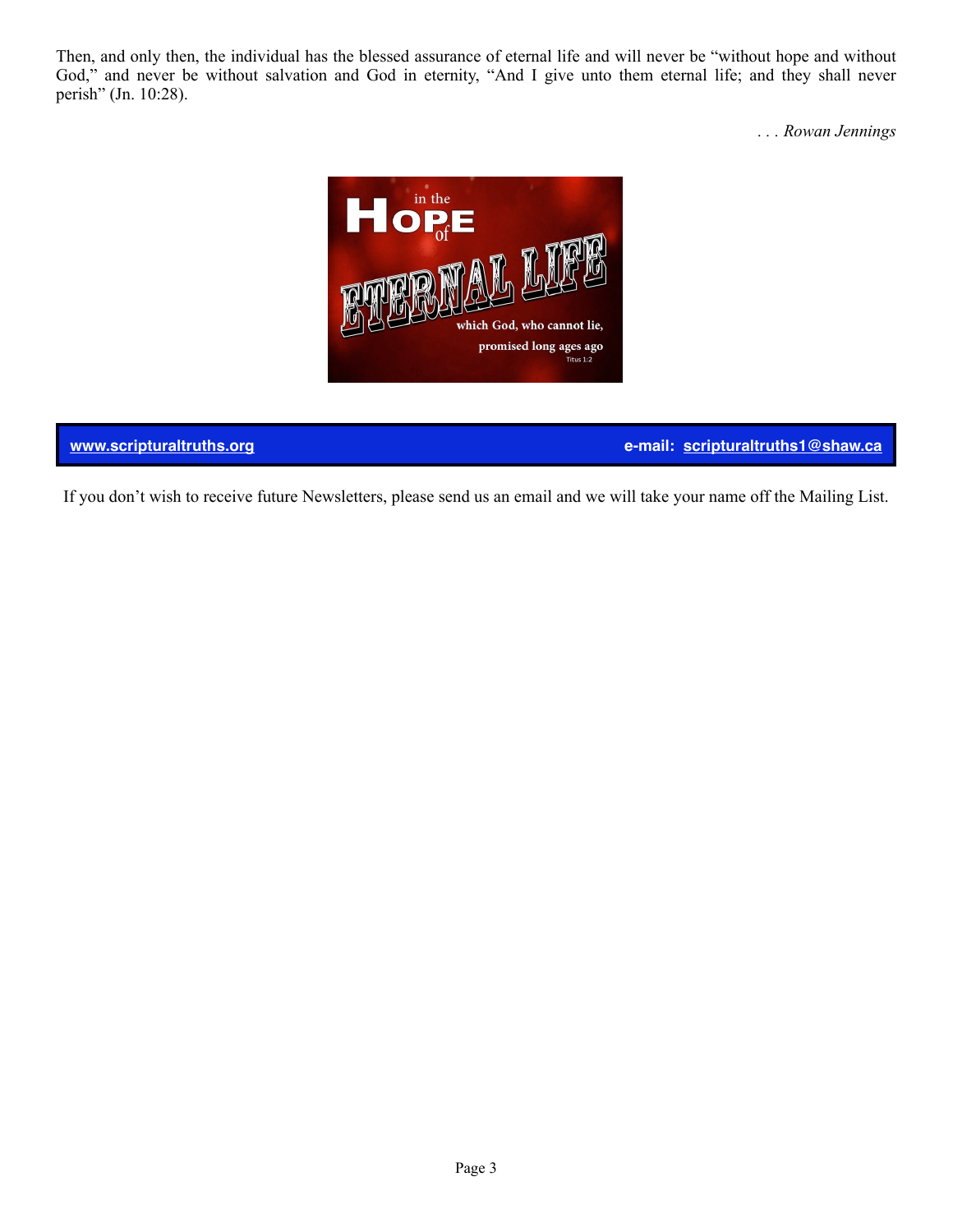Then, and only then, the individual has the blessed assurance of eternal life and will never be "without hope and without God," and never be without salvation and God in eternity, "And I give unto them eternal life; and they shall never perish" (Jn. 10:28).

*. . . Rowan Jennings*

**www.scripturaltruths.org** **e-mail: scripturaltruths1@shaw.ca**

If you don't wish to receive future Newsletters, please send us an email and we will take your name off the Mailing List.